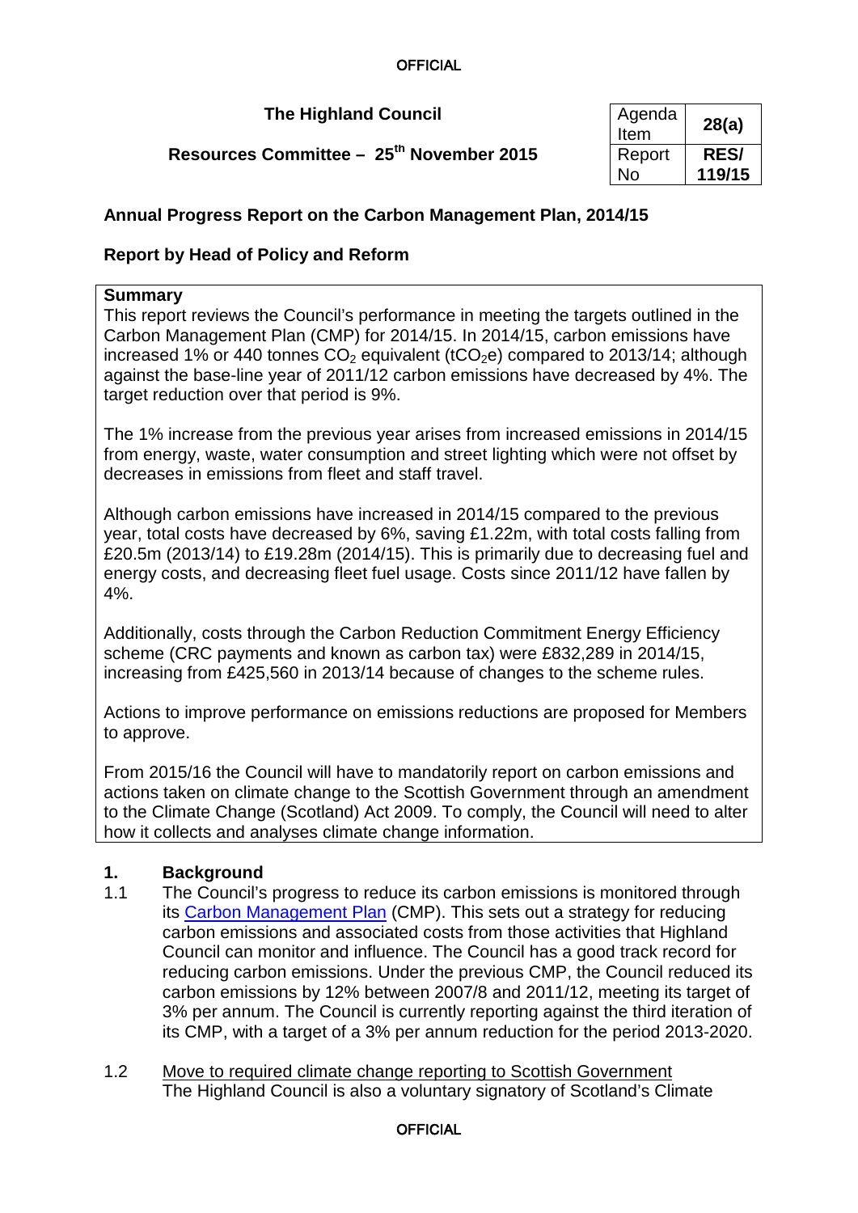**The Highland Council**

**Resources Committee – 25th November 2015**

| Agenda Item | **28(a)** |
| --- | --- |
| Report No | **RES/ 119/15** |

## Annual Progress Report on the Carbon Management Plan, 2014/15

### Report by Head of Policy and Reform

**Summary**

This report reviews the Council's performance in meeting the targets outlined in the Carbon Management Plan (CMP) for 2014/15. In 2014/15, carbon emissions have increased 1% or 440 tonnes $CO_2$ equivalent ($tCO_2e$) compared to 2013/14; although against the base-line year of 2011/12 carbon emissions have decreased by 4%. The target reduction over that period is 9%.

The 1% increase from the previous year arises from increased emissions in 2014/15 from energy, waste, water consumption and street lighting which were not offset by decreases in emissions from fleet and staff travel.

Although carbon emissions have increased in 2014/15 compared to the previous year, total costs have decreased by 6%, saving £1.22m, with total costs falling from £20.5m (2013/14) to £19.28m (2014/15). This is primarily due to decreasing fuel and energy costs, and decreasing fleet fuel usage. Costs since 2011/12 have fallen by 4%.

Additionally, costs through the Carbon Reduction Commitment Energy Efficiency scheme (CRC payments and known as carbon tax) were £832,289 in 2014/15, increasing from £425,560 in 2013/14 because of changes to the scheme rules.

Actions to improve performance on emissions reductions are proposed for Members to approve.

From 2015/16 the Council will have to mandatorily report on carbon emissions and actions taken on climate change to the Scottish Government through an amendment to the Climate Change (Scotland) Act 2009. To comply, the Council will need to alter how it collects and analyses climate change information.

## 1. Background

1.1 The Council's progress to reduce its carbon emissions is monitored through its Carbon Management Plan (CMP). This sets out a strategy for reducing carbon emissions and associated costs from those activities that Highland Council can monitor and influence. The Council has a good track record for reducing carbon emissions. Under the previous CMP, the Council reduced its carbon emissions by 12% between 2007/8 and 2011/12, meeting its target of 3% per annum. The Council is currently reporting against the third iteration of its CMP, with a target of a 3% per annum reduction for the period 2013-2020.

1.2 Move to required climate change reporting to Scottish Government
The Highland Council is also a voluntary signatory of Scotland's Climate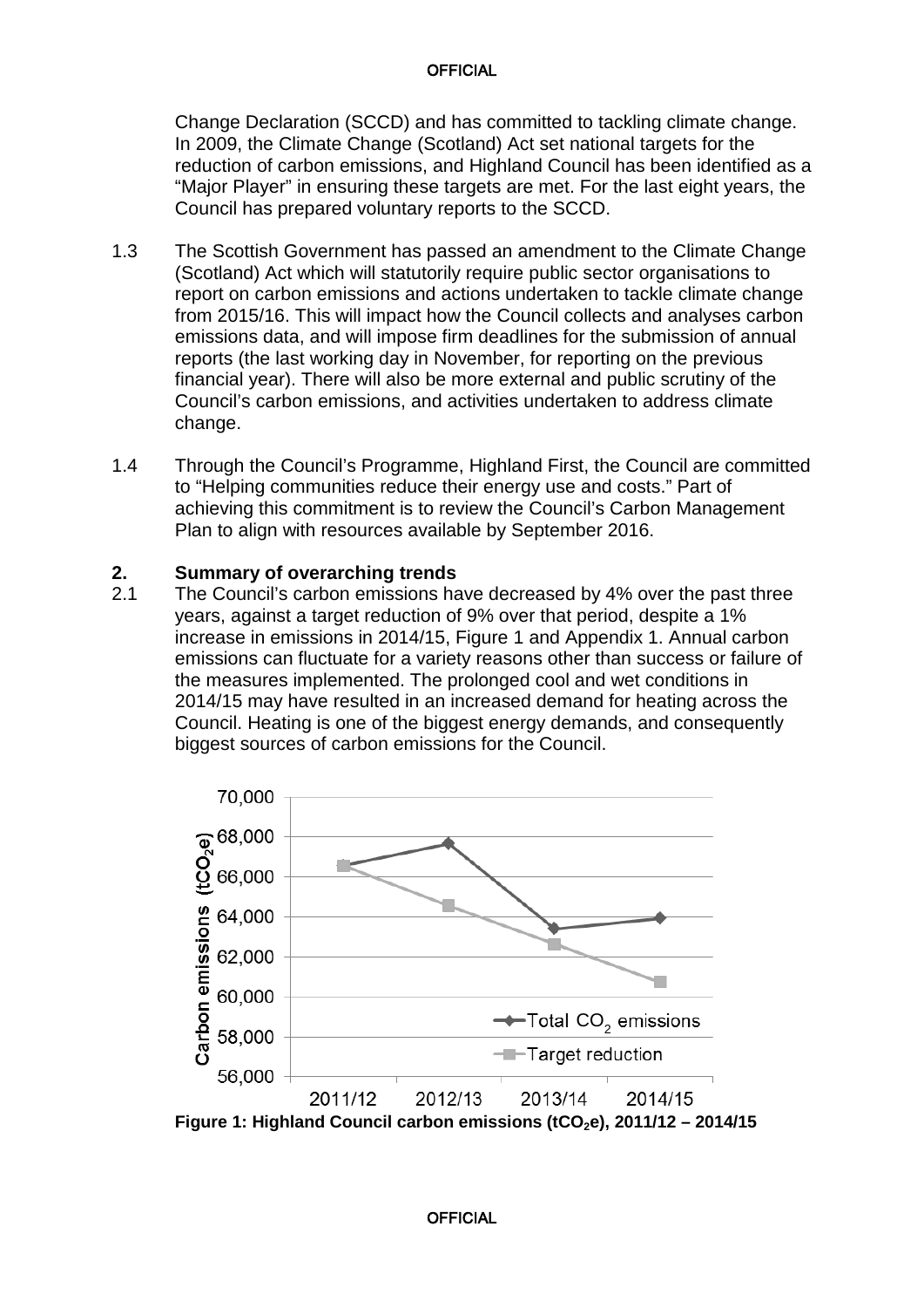Change Declaration (SCCD) and has committed to tackling climate change. In 2009, the Climate Change (Scotland) Act set national targets for the reduction of carbon emissions, and Highland Council has been identified as a “Major Player” in ensuring these targets are met. For the last eight years, the Council has prepared voluntary reports to the SCCD.

1.3 The Scottish Government has passed an amendment to the Climate Change (Scotland) Act which will statutorily require public sector organisations to report on carbon emissions and actions undertaken to tackle climate change from 2015/16. This will impact how the Council collects and analyses carbon emissions data, and will impose firm deadlines for the submission of annual reports (the last working day in November, for reporting on the previous financial year). There will also be more external and public scrutiny of the Council’s carbon emissions, and activities undertaken to address climate change.

1.4 Through the Council’s Programme, Highland First, the Council are committed to “Helping communities reduce their energy use and costs.” Part of achieving this commitment is to review the Council’s Carbon Management Plan to align with resources available by September 2016.

## 2. Summary of overarching trends

2.1 The Council’s carbon emissions have decreased by 4% over the past three years, against a target reduction of 9% over that period, despite a 1% increase in emissions in 2014/15, Figure 1 and Appendix 1. Annual carbon emissions can fluctuate for a variety reasons other than success or failure of the measures implemented. The prolonged cool and wet conditions in 2014/15 may have resulted in an increased demand for heating across the Council. Heating is one of the biggest energy demands, and consequently biggest sources of carbon emissions for the Council.

**Figure 1: Highland Council carbon emissions ($tCO_2e$), 2011/12 – 2014/15**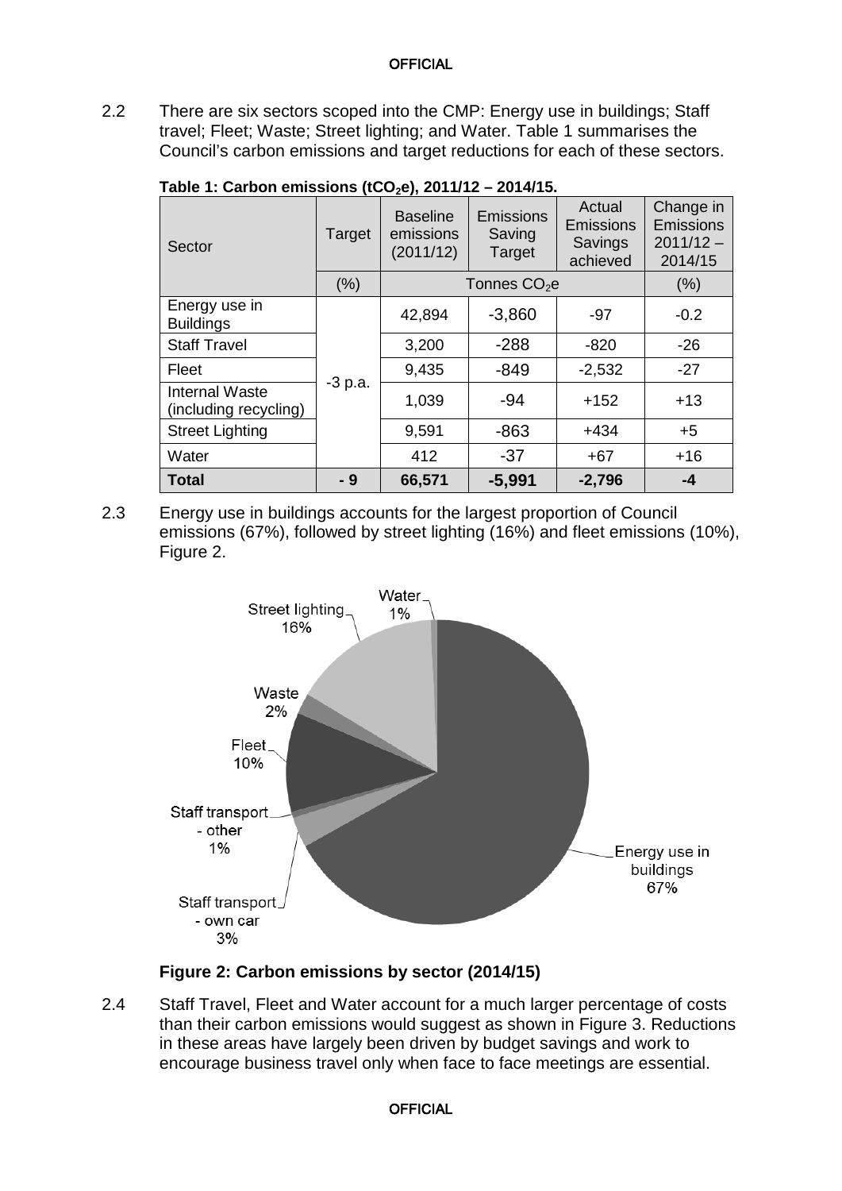2.2 There are six sectors scoped into the CMP: Energy use in buildings; Staff travel; Fleet; Waste; Street lighting; and Water. Table 1 summarises the Council's carbon emissions and target reductions for each of these sectors.

**Table 1: Carbon emissions ($tCO_2e$), 2011/12 – 2014/15.**

| Sector | Target | Baseline emissions (2011/12) | Emissions Saving Target | Actual Emissions Savings achieved | Change in Emissions 2011/12 – 2014/15 |
|---|---|---|---|---|---|
| | (%) | Tonnes $CO_2e$ | | | (%) |
| Energy use in Buildings | -3 p.a. | 42,894 | -3,860 | -97 | -0.2 |
| Staff Travel | | 3,200 | -288 | -820 | -26 |
| Fleet | | 9,435 | -849 | -2,532 | -27 |
| Internal Waste (including recycling) | | 1,039 | -94 | +152 | +13 |
| Street Lighting | | 9,591 | -863 | +434 | +5 |
| Water | | 412 | -37 | +67 | +16 |
| **Total** | **- 9** | **66,571** | **-5,991** | **-2,796** | **-4** |

2.3 Energy use in buildings accounts for the largest proportion of Council emissions (67%), followed by street lighting (16%) and fleet emissions (10%), Figure 2.

**Figure 2: Carbon emissions by sector (2014/15)**

2.4 Staff Travel, Fleet and Water account for a much larger percentage of costs than their carbon emissions would suggest as shown in Figure 3. Reductions in these areas have largely been driven by budget savings and work to encourage business travel only when face to face meetings are essential.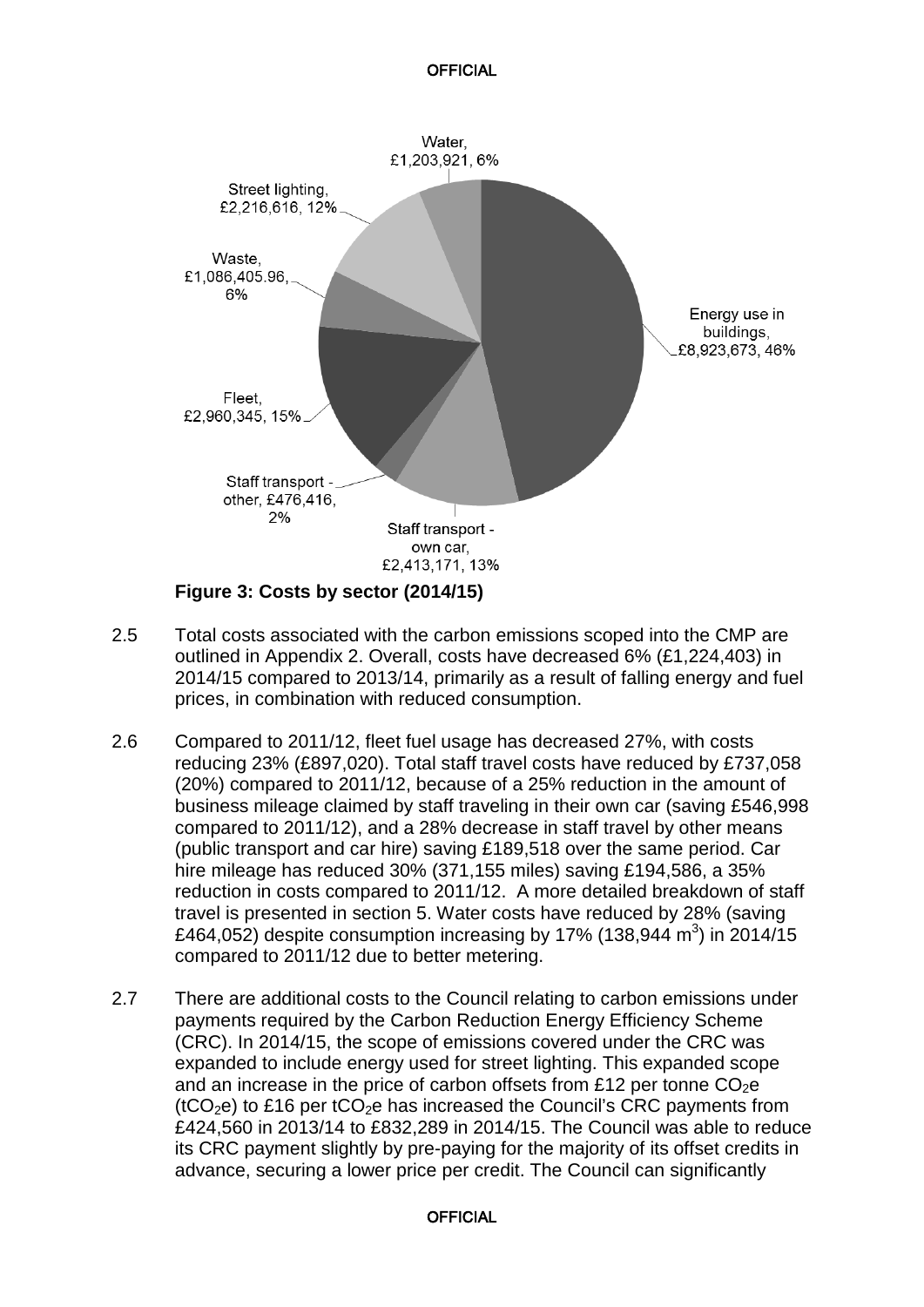Water, £1,203,921, 6%

Street lighting, £2,216,616, 12%

Waste, £1,086,405.96, 6%

Energy use in buildings, £8,923,673, 46%

Fleet, £2,960,345, 15%

Staff transport - other, £476,416, 2%

Staff transport - own car, £2,413,171, 13%

**Figure 3: Costs by sector (2014/15)**

2.5 Total costs associated with the carbon emissions scoped into the CMP are outlined in Appendix 2. Overall, costs have decreased 6% (£1,224,403) in 2014/15 compared to 2013/14, primarily as a result of falling energy and fuel prices, in combination with reduced consumption.

2.6 Compared to 2011/12, fleet fuel usage has decreased 27%, with costs reducing 23% (£897,020). Total staff travel costs have reduced by £737,058 (20%) compared to 2011/12, because of a 25% reduction in the amount of business mileage claimed by staff traveling in their own car (saving £546,998 compared to 2011/12), and a 28% decrease in staff travel by other means (public transport and car hire) saving £189,518 over the same period. Car hire mileage has reduced 30% (371,155 miles) saving £194,586, a 35% reduction in costs compared to 2011/12. A more detailed breakdown of staff travel is presented in section 5. Water costs have reduced by 28% (saving £464,052) despite consumption increasing by 17% (138,944 $m^3$) in 2014/15 compared to 2011/12 due to better metering.

2.7 There are additional costs to the Council relating to carbon emissions under payments required by the Carbon Reduction Energy Efficiency Scheme (CRC). In 2014/15, the scope of emissions covered under the CRC was expanded to include energy used for street lighting. This expanded scope and an increase in the price of carbon offsets from £12 per tonne $CO_2e$ ($tCO_2e$) to £16 per $tCO_2e$ has increased the Council's CRC payments from £424,560 in 2013/14 to £832,289 in 2014/15. The Council was able to reduce its CRC payment slightly by pre-paying for the majority of its offset credits in advance, securing a lower price per credit. The Council can significantly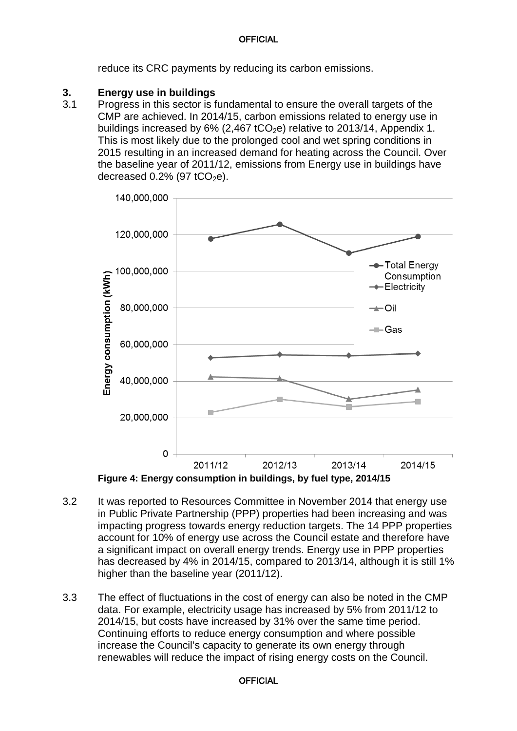reduce its CRC payments by reducing its carbon emissions.

## 3. Energy use in buildings

3.1 Progress in this sector is fundamental to ensure the overall targets of the CMP are achieved. In 2014/15, carbon emissions related to energy use in buildings increased by 6% (2,467 $tCO_2e$) relative to 2013/14, Appendix 1. This is most likely due to the prolonged cool and wet spring conditions in 2015 resulting in an increased demand for heating across the Council. Over the baseline year of 2011/12, emissions from Energy use in buildings have decreased 0.2% (97 $tCO_2e$).

**Figure 4: Energy consumption in buildings, by fuel type, 2014/15**

3.2 It was reported to Resources Committee in November 2014 that energy use in Public Private Partnership (PPP) properties had been increasing and was impacting progress towards energy reduction targets. The 14 PPP properties account for 10% of energy use across the Council estate and therefore have a significant impact on overall energy trends. Energy use in PPP properties has decreased by 4% in 2014/15, compared to 2013/14, although it is still 1% higher than the baseline year (2011/12).

3.3 The effect of fluctuations in the cost of energy can also be noted in the CMP data. For example, electricity usage has increased by 5% from 2011/12 to 2014/15, but costs have increased by 31% over the same time period. Continuing efforts to reduce energy consumption and where possible increase the Council's capacity to generate its own energy through renewables will reduce the impact of rising energy costs on the Council.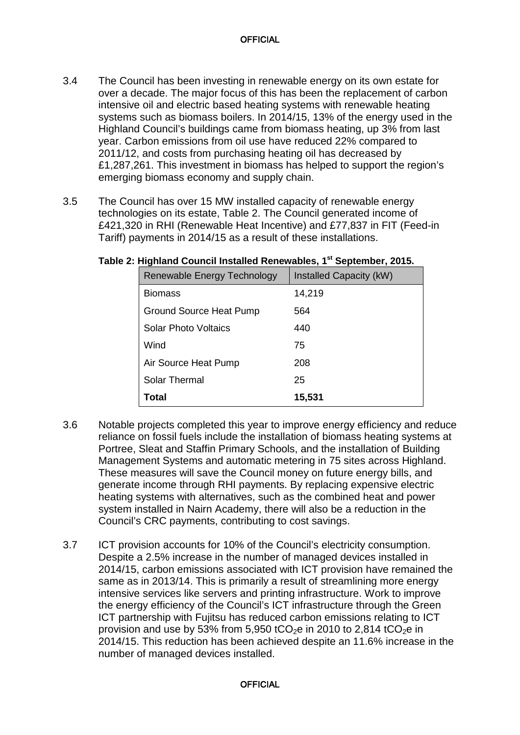3.4 The Council has been investing in renewable energy on its own estate for over a decade. The major focus of this has been the replacement of carbon intensive oil and electric based heating systems with renewable heating systems such as biomass boilers. In 2014/15, 13% of the energy used in the Highland Council's buildings came from biomass heating, up 3% from last year. Carbon emissions from oil use have reduced 22% compared to 2011/12, and costs from purchasing heating oil has decreased by £1,287,261. This investment in biomass has helped to support the region's emerging biomass economy and supply chain.

3.5 The Council has over 15 MW installed capacity of renewable energy technologies on its estate, Table 2. The Council generated income of £421,320 in RHI (Renewable Heat Incentive) and £77,837 in FIT (Feed-in Tariff) payments in 2014/15 as a result of these installations.

**Table 2: Highland Council Installed Renewables, 1st September, 2015.**

| Renewable Energy Technology | Installed Capacity (kW) |
|---|---|
| Biomass | 14,219 |
| Ground Source Heat Pump | 564 |
| Solar Photo Voltaics | 440 |
| Wind | 75 |
| Air Source Heat Pump | 208 |
| Solar Thermal | 25 |
| **Total** | **15,531** |

3.6 Notable projects completed this year to improve energy efficiency and reduce reliance on fossil fuels include the installation of biomass heating systems at Portree, Sleat and Staffin Primary Schools, and the installation of Building Management Systems and automatic metering in 75 sites across Highland. These measures will save the Council money on future energy bills, and generate income through RHI payments. By replacing expensive electric heating systems with alternatives, such as the combined heat and power system installed in Nairn Academy, there will also be a reduction in the Council's CRC payments, contributing to cost savings.

3.7 ICT provision accounts for 10% of the Council's electricity consumption. Despite a 2.5% increase in the number of managed devices installed in 2014/15, carbon emissions associated with ICT provision have remained the same as in 2013/14. This is primarily a result of streamlining more energy intensive services like servers and printing infrastructure. Work to improve the energy efficiency of the Council's ICT infrastructure through the Green ICT partnership with Fujitsu has reduced carbon emissions relating to ICT provision and use by 53% from 5,950 $tCO_2e$ in 2010 to 2,814 $tCO_2e$ in 2014/15. This reduction has been achieved despite an 11.6% increase in the number of managed devices installed.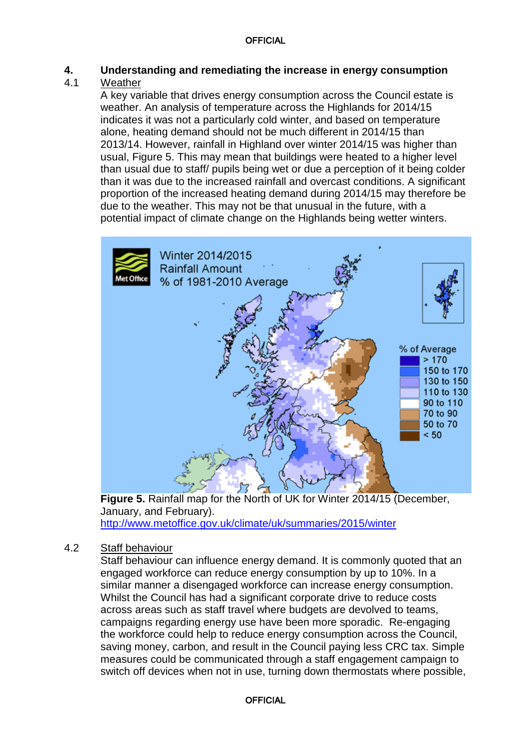## 4. Understanding and remediating the increase in energy consumption

### 4.1 Weather

A key variable that drives energy consumption across the Council estate is weather. An analysis of temperature across the Highlands for 2014/15 indicates it was not a particularly cold winter, and based on temperature alone, heating demand should not be much different in 2014/15 than 2013/14. However, rainfall in Highland over winter 2014/15 was higher than usual, Figure 5. This may mean that buildings were heated to a higher level than usual due to staff/ pupils being wet or due a perception of it being colder than it was due to the increased rainfall and overcast conditions. A significant proportion of the increased heating demand during 2014/15 may therefore be due to the weather. This may not be that unusual in the future, with a potential impact of climate change on the Highlands being wetter winters.

**Figure 5.** Rainfall map for the North of UK for Winter 2014/15 (December, January, and February).
http://www.metoffice.gov.uk/climate/uk/summaries/2015/winter

### 4.2 Staff behaviour

Staff behaviour can influence energy demand. It is commonly quoted that an engaged workforce can reduce energy consumption by up to 10%. In a similar manner a disengaged workforce can increase energy consumption. Whilst the Council has had a significant corporate drive to reduce costs across areas such as staff travel where budgets are devolved to teams, campaigns regarding energy use have been more sporadic. Re-engaging the workforce could help to reduce energy consumption across the Council, saving money, carbon, and result in the Council paying less CRC tax. Simple measures could be communicated through a staff engagement campaign to switch off devices when not in use, turning down thermostats where possible,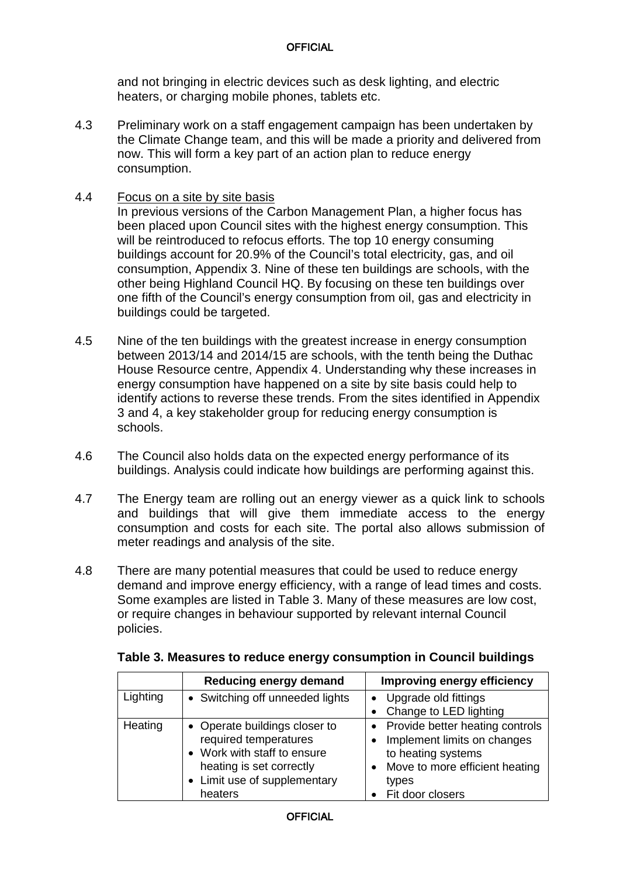and not bringing in electric devices such as desk lighting, and electric heaters, or charging mobile phones, tablets etc.

4.3 Preliminary work on a staff engagement campaign has been undertaken by the Climate Change team, and this will be made a priority and delivered from now. This will form a key part of an action plan to reduce energy consumption.

4.4 Focus on a site by site basis

In previous versions of the Carbon Management Plan, a higher focus has been placed upon Council sites with the highest energy consumption. This will be reintroduced to refocus efforts. The top 10 energy consuming buildings account for 20.9% of the Council's total electricity, gas, and oil consumption, Appendix 3. Nine of these ten buildings are schools, with the other being Highland Council HQ. By focusing on these ten buildings over one fifth of the Council's energy consumption from oil, gas and electricity in buildings could be targeted.

4.5 Nine of the ten buildings with the greatest increase in energy consumption between 2013/14 and 2014/15 are schools, with the tenth being the Duthac House Resource centre, Appendix 4. Understanding why these increases in energy consumption have happened on a site by site basis could help to identify actions to reverse these trends. From the sites identified in Appendix 3 and 4, a key stakeholder group for reducing energy consumption is schools.

4.6 The Council also holds data on the expected energy performance of its buildings. Analysis could indicate how buildings are performing against this.

4.7 The Energy team are rolling out an energy viewer as a quick link to schools and buildings that will give them immediate access to the energy consumption and costs for each site. The portal also allows submission of meter readings and analysis of the site.

4.8 There are many potential measures that could be used to reduce energy demand and improve energy efficiency, with a range of lead times and costs. Some examples are listed in Table 3. Many of these measures are low cost, or require changes in behaviour supported by relevant internal Council policies.

**Table 3. Measures to reduce energy consumption in Council buildings**

| | Reducing energy demand | Improving energy efficiency |
|---|---|---|
| Lighting | • Switching off unneeded lights | • Upgrade old fittings<br>• Change to LED lighting |
| Heating | • Operate buildings closer to required temperatures<br>• Work with staff to ensure heating is set correctly<br>• Limit use of supplementary heaters | • Provide better heating controls<br>• Implement limits on changes to heating systems<br>• Move to more efficient heating types<br>• Fit door closers |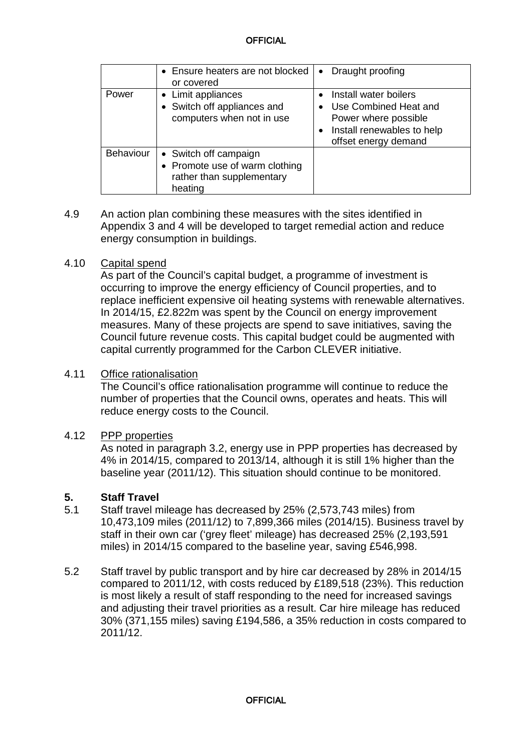| | | |
|---|---|---|
| | • Ensure heaters are not blocked or covered | • Draught proofing |
| Power | • Limit appliances<br>• Switch off appliances and computers when not in use | • Install water boilers<br>• Use Combined Heat and Power where possible<br>• Install renewables to help offset energy demand |
| Behaviour | • Switch off campaign<br>• Promote use of warm clothing rather than supplementary heating | |

4.9 An action plan combining these measures with the sites identified in Appendix 3 and 4 will be developed to target remedial action and reduce energy consumption in buildings.

4.10 Capital spend

As part of the Council's capital budget, a programme of investment is occurring to improve the energy efficiency of Council properties, and to replace inefficient expensive oil heating systems with renewable alternatives. In 2014/15, £2.822m was spent by the Council on energy improvement measures. Many of these projects are spend to save initiatives, saving the Council future revenue costs. This capital budget could be augmented with capital currently programmed for the Carbon CLEVER initiative.

4.11 Office rationalisation

The Council's office rationalisation programme will continue to reduce the number of properties that the Council owns, operates and heats. This will reduce energy costs to the Council.

4.12 PPP properties

As noted in paragraph 3.2, energy use in PPP properties has decreased by 4% in 2014/15, compared to 2013/14, although it is still 1% higher than the baseline year (2011/12). This situation should continue to be monitored.

## 5. Staff Travel

5.1 Staff travel mileage has decreased by 25% (2,573,743 miles) from 10,473,109 miles (2011/12) to 7,899,366 miles (2014/15). Business travel by staff in their own car ('grey fleet' mileage) has decreased 25% (2,193,591 miles) in 2014/15 compared to the baseline year, saving £546,998.

5.2 Staff travel by public transport and by hire car decreased by 28% in 2014/15 compared to 2011/12, with costs reduced by £189,518 (23%). This reduction is most likely a result of staff responding to the need for increased savings and adjusting their travel priorities as a result. Car hire mileage has reduced 30% (371,155 miles) saving £194,586, a 35% reduction in costs compared to 2011/12.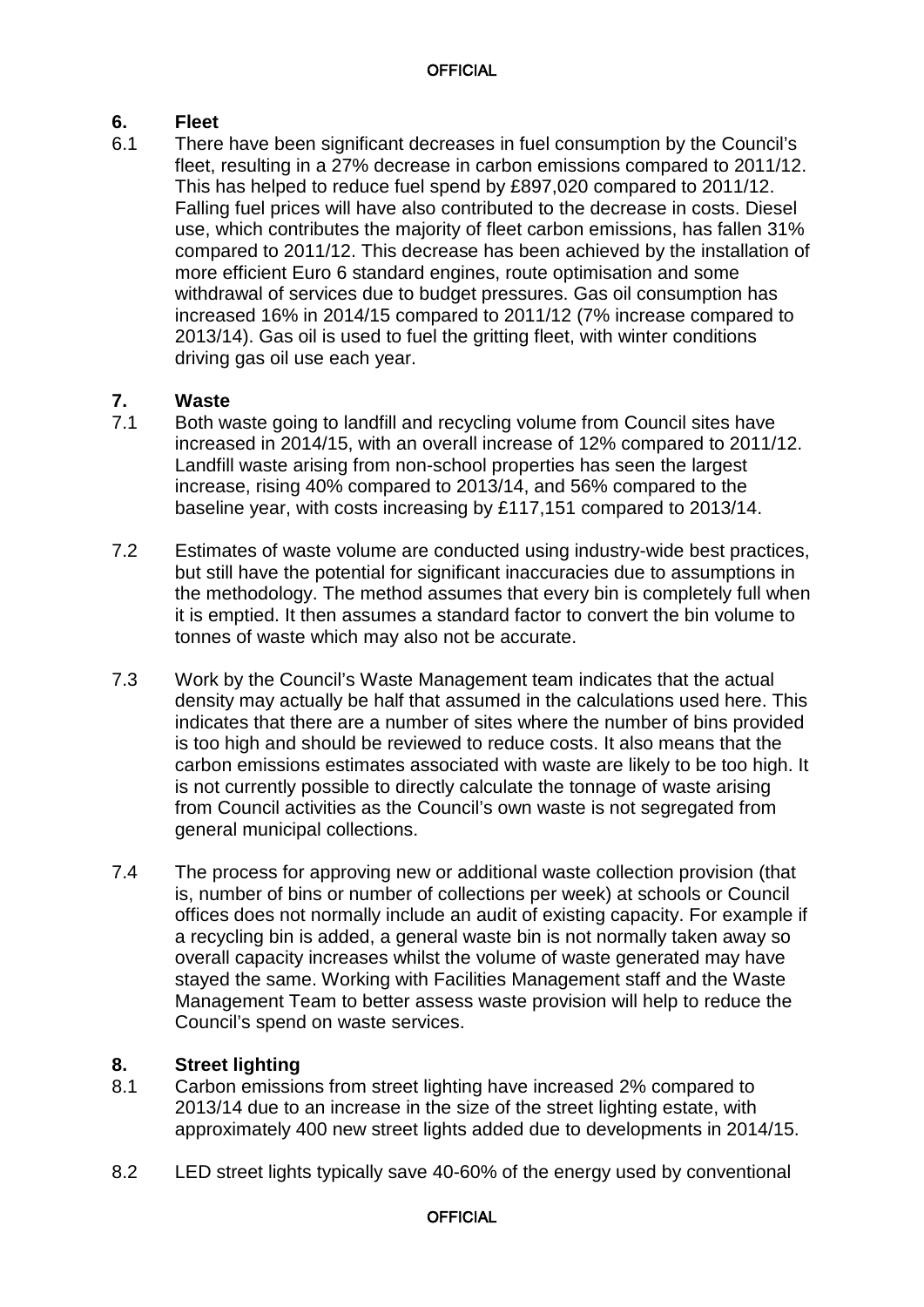## 6. Fleet

6.1 There have been significant decreases in fuel consumption by the Council's fleet, resulting in a 27% decrease in carbon emissions compared to 2011/12. This has helped to reduce fuel spend by £897,020 compared to 2011/12. Falling fuel prices will have also contributed to the decrease in costs. Diesel use, which contributes the majority of fleet carbon emissions, has fallen 31% compared to 2011/12. This decrease has been achieved by the installation of more efficient Euro 6 standard engines, route optimisation and some withdrawal of services due to budget pressures. Gas oil consumption has increased 16% in 2014/15 compared to 2011/12 (7% increase compared to 2013/14). Gas oil is used to fuel the gritting fleet, with winter conditions driving gas oil use each year.

## 7. Waste

7.1 Both waste going to landfill and recycling volume from Council sites have increased in 2014/15, with an overall increase of 12% compared to 2011/12. Landfill waste arising from non-school properties has seen the largest increase, rising 40% compared to 2013/14, and 56% compared to the baseline year, with costs increasing by £117,151 compared to 2013/14.

7.2 Estimates of waste volume are conducted using industry-wide best practices, but still have the potential for significant inaccuracies due to assumptions in the methodology. The method assumes that every bin is completely full when it is emptied. It then assumes a standard factor to convert the bin volume to tonnes of waste which may also not be accurate.

7.3 Work by the Council's Waste Management team indicates that the actual density may actually be half that assumed in the calculations used here. This indicates that there are a number of sites where the number of bins provided is too high and should be reviewed to reduce costs. It also means that the carbon emissions estimates associated with waste are likely to be too high. It is not currently possible to directly calculate the tonnage of waste arising from Council activities as the Council's own waste is not segregated from general municipal collections.

7.4 The process for approving new or additional waste collection provision (that is, number of bins or number of collections per week) at schools or Council offices does not normally include an audit of existing capacity. For example if a recycling bin is added, a general waste bin is not normally taken away so overall capacity increases whilst the volume of waste generated may have stayed the same. Working with Facilities Management staff and the Waste Management Team to better assess waste provision will help to reduce the Council's spend on waste services.

## 8. Street lighting

8.1 Carbon emissions from street lighting have increased 2% compared to 2013/14 due to an increase in the size of the street lighting estate, with approximately 400 new street lights added due to developments in 2014/15.

8.2 LED street lights typically save 40-60% of the energy used by conventional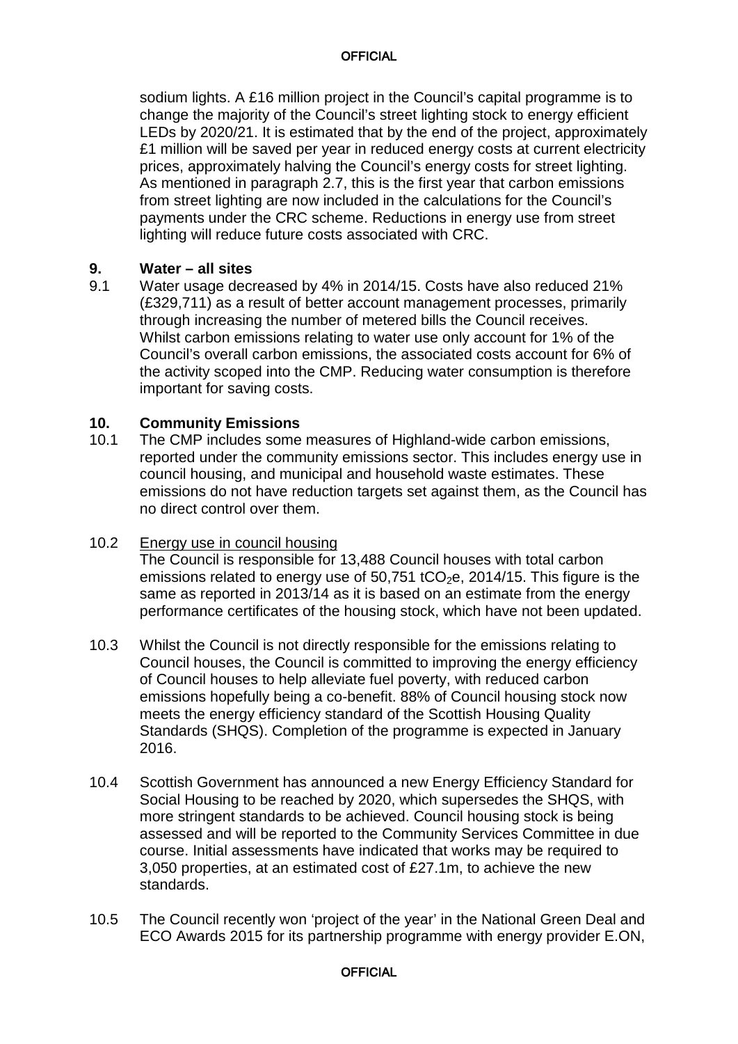sodium lights. A £16 million project in the Council's capital programme is to change the majority of the Council's street lighting stock to energy efficient LEDs by 2020/21. It is estimated that by the end of the project, approximately £1 million will be saved per year in reduced energy costs at current electricity prices, approximately halving the Council's energy costs for street lighting. As mentioned in paragraph 2.7, this is the first year that carbon emissions from street lighting are now included in the calculations for the Council's payments under the CRC scheme. Reductions in energy use from street lighting will reduce future costs associated with CRC.

## 9. Water – all sites

9.1 Water usage decreased by 4% in 2014/15. Costs have also reduced 21% (£329,711) as a result of better account management processes, primarily through increasing the number of metered bills the Council receives. Whilst carbon emissions relating to water use only account for 1% of the Council's overall carbon emissions, the associated costs account for 6% of the activity scoped into the CMP. Reducing water consumption is therefore important for saving costs.

## 10. Community Emissions

10.1 The CMP includes some measures of Highland-wide carbon emissions, reported under the community emissions sector. This includes energy use in council housing, and municipal and household waste estimates. These emissions do not have reduction targets set against them, as the Council has no direct control over them.

10.2 Energy use in council housing
The Council is responsible for 13,488 Council houses with total carbon emissions related to energy use of 50,751 $tCO_2e$, 2014/15. This figure is the same as reported in 2013/14 as it is based on an estimate from the energy performance certificates of the housing stock, which have not been updated.

10.3 Whilst the Council is not directly responsible for the emissions relating to Council houses, the Council is committed to improving the energy efficiency of Council houses to help alleviate fuel poverty, with reduced carbon emissions hopefully being a co-benefit. 88% of Council housing stock now meets the energy efficiency standard of the Scottish Housing Quality Standards (SHQS). Completion of the programme is expected in January 2016.

10.4 Scottish Government has announced a new Energy Efficiency Standard for Social Housing to be reached by 2020, which supersedes the SHQS, with more stringent standards to be achieved. Council housing stock is being assessed and will be reported to the Community Services Committee in due course. Initial assessments have indicated that works may be required to 3,050 properties, at an estimated cost of £27.1m, to achieve the new standards.

10.5 The Council recently won 'project of the year' in the National Green Deal and ECO Awards 2015 for its partnership programme with energy provider E.ON,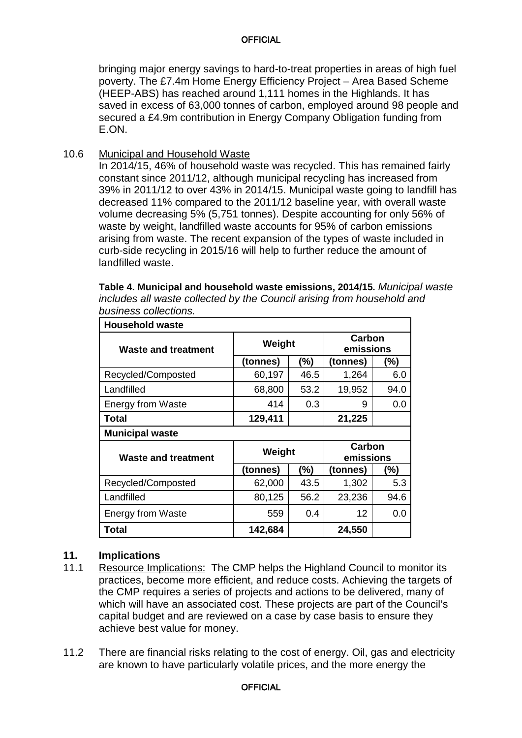bringing major energy savings to hard-to-treat properties in areas of high fuel poverty. The £7.4m Home Energy Efficiency Project – Area Based Scheme (HEEP-ABS) has reached around 1,111 homes in the Highlands. It has saved in excess of 63,000 tonnes of carbon, employed around 98 people and secured a £4.9m contribution in Energy Company Obligation funding from E.ON.

10.6 Municipal and Household Waste

In 2014/15, 46% of household waste was recycled. This has remained fairly constant since 2011/12, although municipal recycling has increased from 39% in 2011/12 to over 43% in 2014/15. Municipal waste going to landfill has decreased 11% compared to the 2011/12 baseline year, with overall waste volume decreasing 5% (5,751 tonnes). Despite accounting for only 56% of waste by weight, landfilled waste accounts for 95% of carbon emissions arising from waste. The recent expansion of the types of waste included in curb-side recycling in 2015/16 will help to further reduce the amount of landfilled waste.

**Table 4. Municipal and household waste emissions, 2014/15.** *Municipal waste includes all waste collected by the Council arising from household and business collections.*

| **Household waste** | | | | |
|---|---|---|---|---|
| **Waste and treatment** | **Weight** | | **Carbon emissions** | |
| | **(tonnes)** | **(%)** | **(tonnes)** | **(%)** |
| Recycled/Composted | 60,197 | 46.5 | 1,264 | 6.0 |
| Landfilled | 68,800 | 53.2 | 19,952 | 94.0 |
| Energy from Waste | 414 | 0.3 | 9 | 0.0 |
| **Total** | **129,411** | | **21,225** | |
| **Municipal waste** | | | | |
| **Waste and treatment** | **Weight** | | **Carbon emissions** | |
| | **(tonnes)** | **(%)** | **(tonnes)** | **(%)** |
| Recycled/Composted | 62,000 | 43.5 | 1,302 | 5.3 |
| Landfilled | 80,125 | 56.2 | 23,236 | 94.6 |
| Energy from Waste | 559 | 0.4 | 12 | 0.0 |
| **Total** | **142,684** | | **24,550** | |

## 11. Implications

11.1 Resource Implications: The CMP helps the Highland Council to monitor its practices, become more efficient, and reduce costs. Achieving the targets of the CMP requires a series of projects and actions to be delivered, many of which will have an associated cost. These projects are part of the Council's capital budget and are reviewed on a case by case basis to ensure they achieve best value for money.

11.2 There are financial risks relating to the cost of energy. Oil, gas and electricity are known to have particularly volatile prices, and the more energy the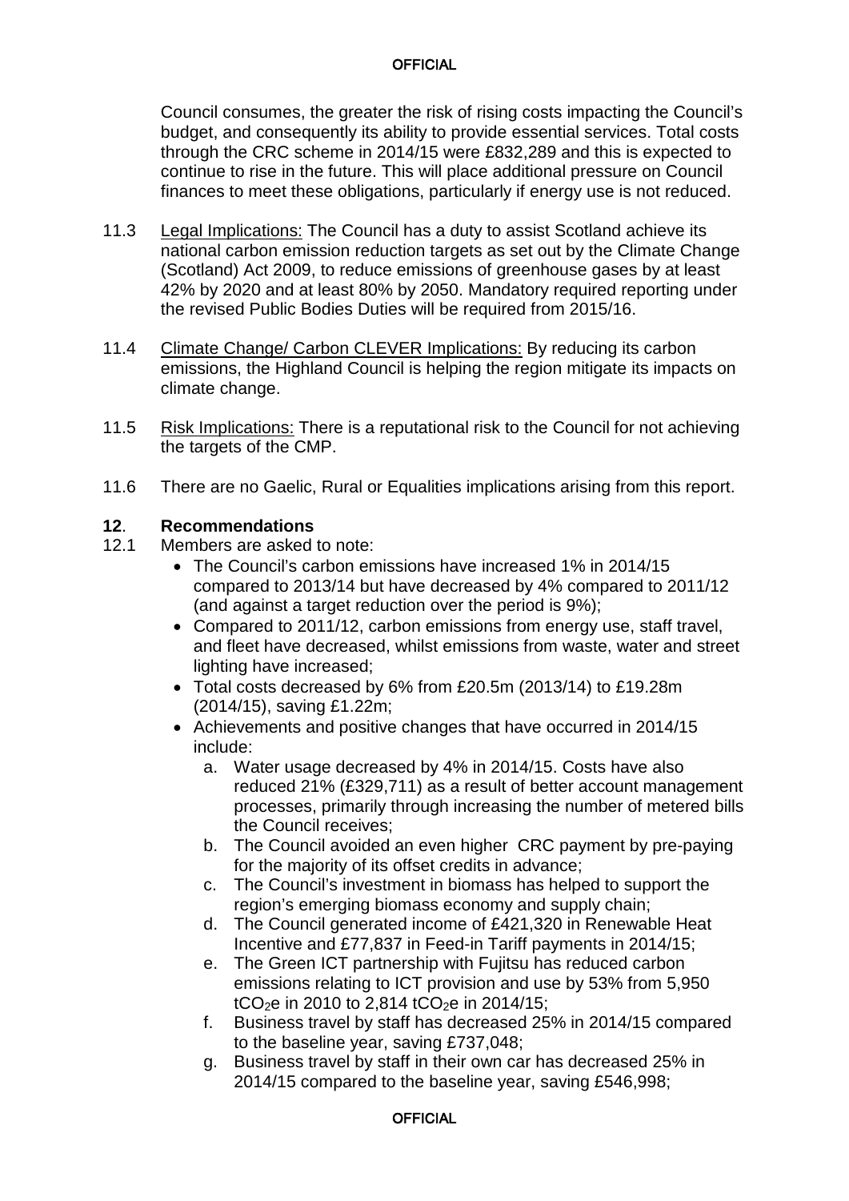Council consumes, the greater the risk of rising costs impacting the Council's budget, and consequently its ability to provide essential services. Total costs through the CRC scheme in 2014/15 were £832,289 and this is expected to continue to rise in the future. This will place additional pressure on Council finances to meet these obligations, particularly if energy use is not reduced.

11.3 Legal Implications: The Council has a duty to assist Scotland achieve its national carbon emission reduction targets as set out by the Climate Change (Scotland) Act 2009, to reduce emissions of greenhouse gases by at least 42% by 2020 and at least 80% by 2050. Mandatory required reporting under the revised Public Bodies Duties will be required from 2015/16.

11.4 Climate Change/ Carbon CLEVER Implications: By reducing its carbon emissions, the Highland Council is helping the region mitigate its impacts on climate change.

11.5 Risk Implications: There is a reputational risk to the Council for not achieving the targets of the CMP.

11.6 There are no Gaelic, Rural or Equalities implications arising from this report.

## 12. Recommendations

12.1 Members are asked to note:

- The Council's carbon emissions have increased 1% in 2014/15 compared to 2013/14 but have decreased by 4% compared to 2011/12 (and against a target reduction over the period is 9%);
- Compared to 2011/12, carbon emissions from energy use, staff travel, and fleet have decreased, whilst emissions from waste, water and street lighting have increased;
- Total costs decreased by 6% from £20.5m (2013/14) to £19.28m (2014/15), saving £1.22m;
- Achievements and positive changes that have occurred in 2014/15 include:
  a. Water usage decreased by 4% in 2014/15. Costs have also reduced 21% (£329,711) as a result of better account management processes, primarily through increasing the number of metered bills the Council receives;
  b. The Council avoided an even higher CRC payment by pre-paying for the majority of its offset credits in advance;
  c. The Council's investment in biomass has helped to support the region's emerging biomass economy and supply chain;
  d. The Council generated income of £421,320 in Renewable Heat Incentive and £77,837 in Feed-in Tariff payments in 2014/15;
  e. The Green ICT partnership with Fujitsu has reduced carbon emissions relating to ICT provision and use by 53% from 5,950 $tCO_2e$ in 2010 to 2,814 $tCO_2e$ in 2014/15;
  f. Business travel by staff has decreased 25% in 2014/15 compared to the baseline year, saving £737,048;
  g. Business travel by staff in their own car has decreased 25% in 2014/15 compared to the baseline year, saving £546,998;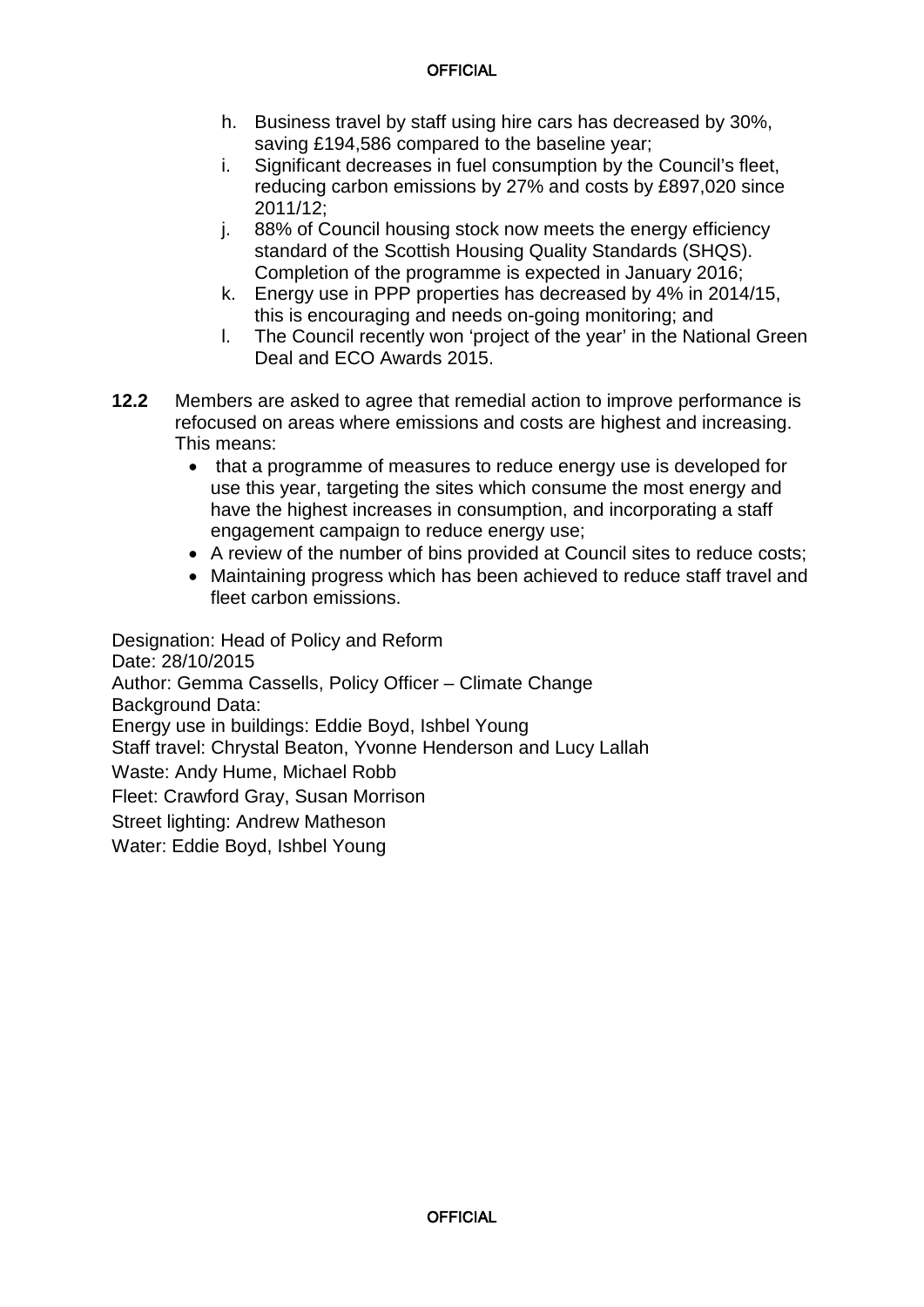h. Business travel by staff using hire cars has decreased by 30%, saving £194,586 compared to the baseline year;
i. Significant decreases in fuel consumption by the Council's fleet, reducing carbon emissions by 27% and costs by £897,020 since 2011/12;
j. 88% of Council housing stock now meets the energy efficiency standard of the Scottish Housing Quality Standards (SHQS). Completion of the programme is expected in January 2016;
k. Energy use in PPP properties has decreased by 4% in 2014/15, this is encouraging and needs on-going monitoring; and
l. The Council recently won 'project of the year' in the National Green Deal and ECO Awards 2015.

**12.2** Members are asked to agree that remedial action to improve performance is refocused on areas where emissions and costs are highest and increasing. This means:

- that a programme of measures to reduce energy use is developed for use this year, targeting the sites which consume the most energy and have the highest increases in consumption, and incorporating a staff engagement campaign to reduce energy use;
- A review of the number of bins provided at Council sites to reduce costs;
- Maintaining progress which has been achieved to reduce staff travel and fleet carbon emissions.

Designation: Head of Policy and Reform
Date: 28/10/2015
Author: Gemma Cassells, Policy Officer – Climate Change
Background Data:
Energy use in buildings: Eddie Boyd, Ishbel Young
Staff travel: Chrystal Beaton, Yvonne Henderson and Lucy Lallah
Waste: Andy Hume, Michael Robb
Fleet: Crawford Gray, Susan Morrison
Street lighting: Andrew Matheson
Water: Eddie Boyd, Ishbel Young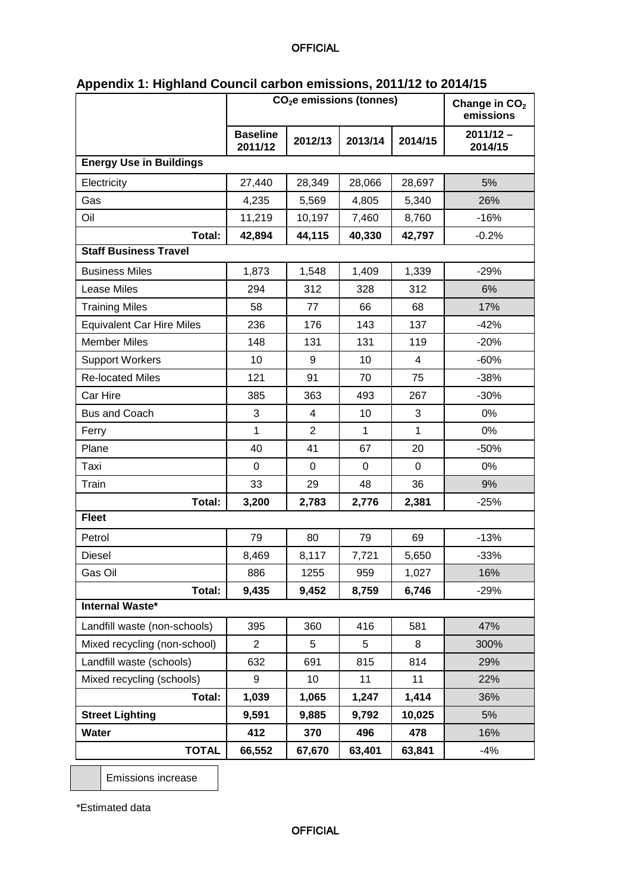## Appendix 1: Highland Council carbon emissions, 2011/12 to 2014/15

| | $CO_2$e emissions (tonnes) | | | | Change in $CO_2$ emissions |
|---|---|---|---|---|---|
| | Baseline 2011/12 | 2012/13 | 2013/14 | 2014/15 | 2011/12 – 2014/15 |
| **Energy Use in Buildings** | | | | | |
| Electricity | 27,440 | 28,349 | 28,066 | 28,697 | 5% |
| Gas | 4,235 | 5,569 | 4,805 | 5,340 | 26% |
| Oil | 11,219 | 10,197 | 7,460 | 8,760 | -16% |
| **Total:** | **42,894** | **44,115** | **40,330** | **42,797** | -0.2% |
| **Staff Business Travel** | | | | | |
| Business Miles | 1,873 | 1,548 | 1,409 | 1,339 | -29% |
| Lease Miles | 294 | 312 | 328 | 312 | 6% |
| Training Miles | 58 | 77 | 66 | 68 | 17% |
| Equivalent Car Hire Miles | 236 | 176 | 143 | 137 | -42% |
| Member Miles | 148 | 131 | 131 | 119 | -20% |
| Support Workers | 10 | 9 | 10 | 4 | -60% |
| Re-located Miles | 121 | 91 | 70 | 75 | -38% |
| Car Hire | 385 | 363 | 493 | 267 | -30% |
| Bus and Coach | 3 | 4 | 10 | 3 | 0% |
| Ferry | 1 | 2 | 1 | 1 | 0% |
| Plane | 40 | 41 | 67 | 20 | -50% |
| Taxi | 0 | 0 | 0 | 0 | 0% |
| Train | 33 | 29 | 48 | 36 | 9% |
| **Total:** | **3,200** | **2,783** | **2,776** | **2,381** | -25% |
| **Fleet** | | | | | |
| Petrol | 79 | 80 | 79 | 69 | -13% |
| Diesel | 8,469 | 8,117 | 7,721 | 5,650 | -33% |
| Gas Oil | 886 | 1255 | 959 | 1,027 | 16% |
| **Total:** | **9,435** | **9,452** | **8,759** | **6,746** | -29% |
| **Internal Waste*** | | | | | |
| Landfill waste (non-schools) | 395 | 360 | 416 | 581 | 47% |
| Mixed recycling (non-school) | 2 | 5 | 5 | 8 | 300% |
| Landfill waste (schools) | 632 | 691 | 815 | 814 | 29% |
| Mixed recycling (schools) | 9 | 10 | 11 | 11 | 22% |
| **Total:** | **1,039** | **1,065** | **1,247** | **1,414** | 36% |
| **Street Lighting** | **9,591** | **9,885** | **9,792** | **10,025** | 5% |
| **Water** | **412** | **370** | **496** | **478** | 16% |
| **TOTAL** | **66,552** | **67,670** | **63,401** | **63,841** | -4% |

| | Emissions increase |
|---|---|

*Estimated data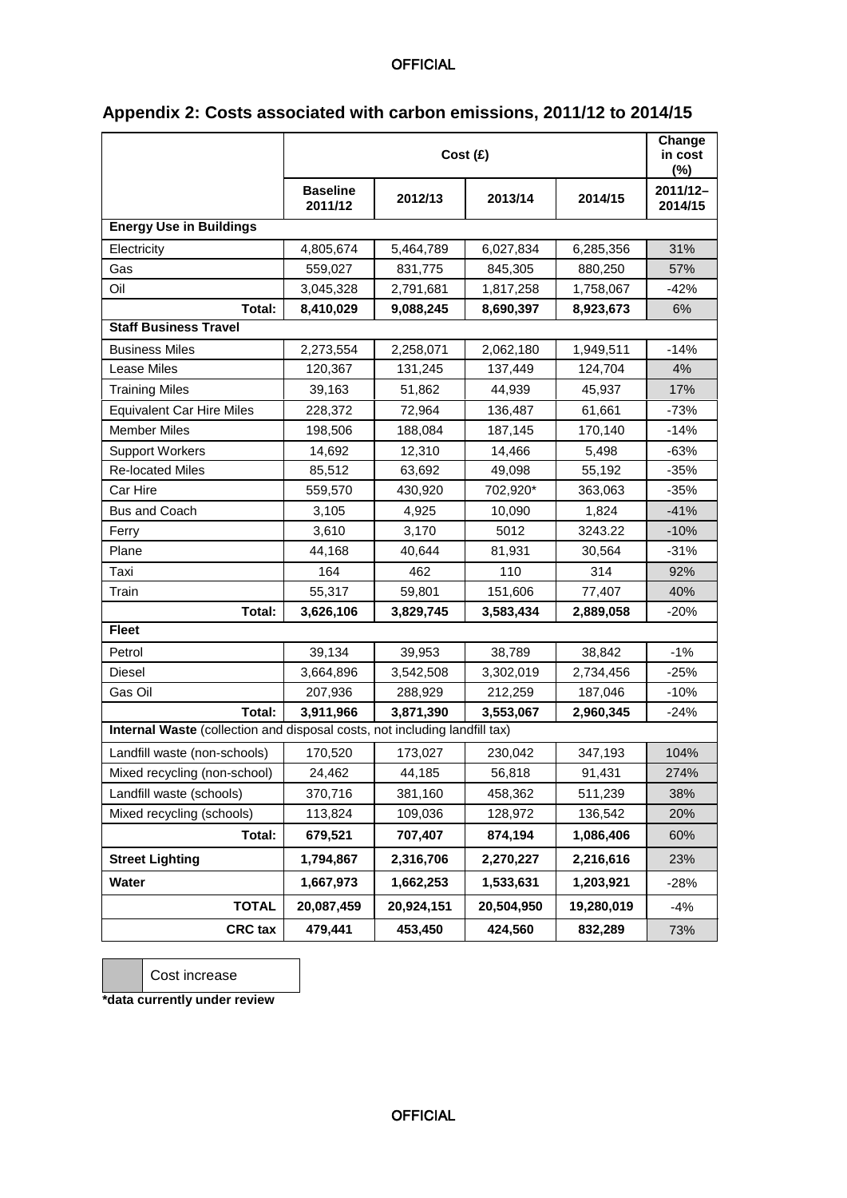## Appendix 2: Costs associated with carbon emissions, 2011/12 to 2014/15

| | Cost (£) | | | | Change in cost (%) |
|---|---|---|---|---|---|
| | **Baseline 2011/12** | **2012/13** | **2013/14** | **2014/15** | **2011/12–2014/15** |
| **Energy Use in Buildings** | | | | | |
| Electricity | 4,805,674 | 5,464,789 | 6,027,834 | 6,285,356 | 31% |
| Gas | 559,027 | 831,775 | 845,305 | 880,250 | 57% |
| Oil | 3,045,328 | 2,791,681 | 1,817,258 | 1,758,067 | -42% |
| **Total:** | **8,410,029** | **9,088,245** | **8,690,397** | **8,923,673** | 6% |
| **Staff Business Travel** | | | | | |
| Business Miles | 2,273,554 | 2,258,071 | 2,062,180 | 1,949,511 | -14% |
| Lease Miles | 120,367 | 131,245 | 137,449 | 124,704 | 4% |
| Training Miles | 39,163 | 51,862 | 44,939 | 45,937 | 17% |
| Equivalent Car Hire Miles | 228,372 | 72,964 | 136,487 | 61,661 | -73% |
| Member Miles | 198,506 | 188,084 | 187,145 | 170,140 | -14% |
| Support Workers | 14,692 | 12,310 | 14,466 | 5,498 | -63% |
| Re-located Miles | 85,512 | 63,692 | 49,098 | 55,192 | -35% |
| Car Hire | 559,570 | 430,920 | 702,920* | 363,063 | -35% |
| Bus and Coach | 3,105 | 4,925 | 10,090 | 1,824 | -41% |
| Ferry | 3,610 | 3,170 | 5012 | 3243.22 | -10% |
| Plane | 44,168 | 40,644 | 81,931 | 30,564 | -31% |
| Taxi | 164 | 462 | 110 | 314 | 92% |
| Train | 55,317 | 59,801 | 151,606 | 77,407 | 40% |
| **Total:** | **3,626,106** | **3,829,745** | **3,583,434** | **2,889,058** | -20% |
| **Fleet** | | | | | |
| Petrol | 39,134 | 39,953 | 38,789 | 38,842 | -1% |
| Diesel | 3,664,896 | 3,542,508 | 3,302,019 | 2,734,456 | -25% |
| Gas Oil | 207,936 | 288,929 | 212,259 | 187,046 | -10% |
| **Total:** | **3,911,966** | **3,871,390** | **3,553,067** | **2,960,345** | -24% |
| **Internal Waste** (collection and disposal costs, not including landfill tax) | | | | | |
| Landfill waste (non-schools) | 170,520 | 173,027 | 230,042 | 347,193 | 104% |
| Mixed recycling (non-school) | 24,462 | 44,185 | 56,818 | 91,431 | 274% |
| Landfill waste (schools) | 370,716 | 381,160 | 458,362 | 511,239 | 38% |
| Mixed recycling (schools) | 113,824 | 109,036 | 128,972 | 136,542 | 20% |
| **Total:** | **679,521** | **707,407** | **874,194** | **1,086,406** | 60% |
| **Street Lighting** | **1,794,867** | **2,316,706** | **2,270,227** | **2,216,616** | 23% |
| **Water** | **1,667,973** | **1,662,253** | **1,533,631** | **1,203,921** | -28% |
| **TOTAL** | **20,087,459** | **20,924,151** | **20,504,950** | **19,280,019** | -4% |
| **CRC tax** | **479,441** | **453,450** | **424,560** | **832,289** | 73% |

| | Cost increase |
|---|---|

**\*data currently under review**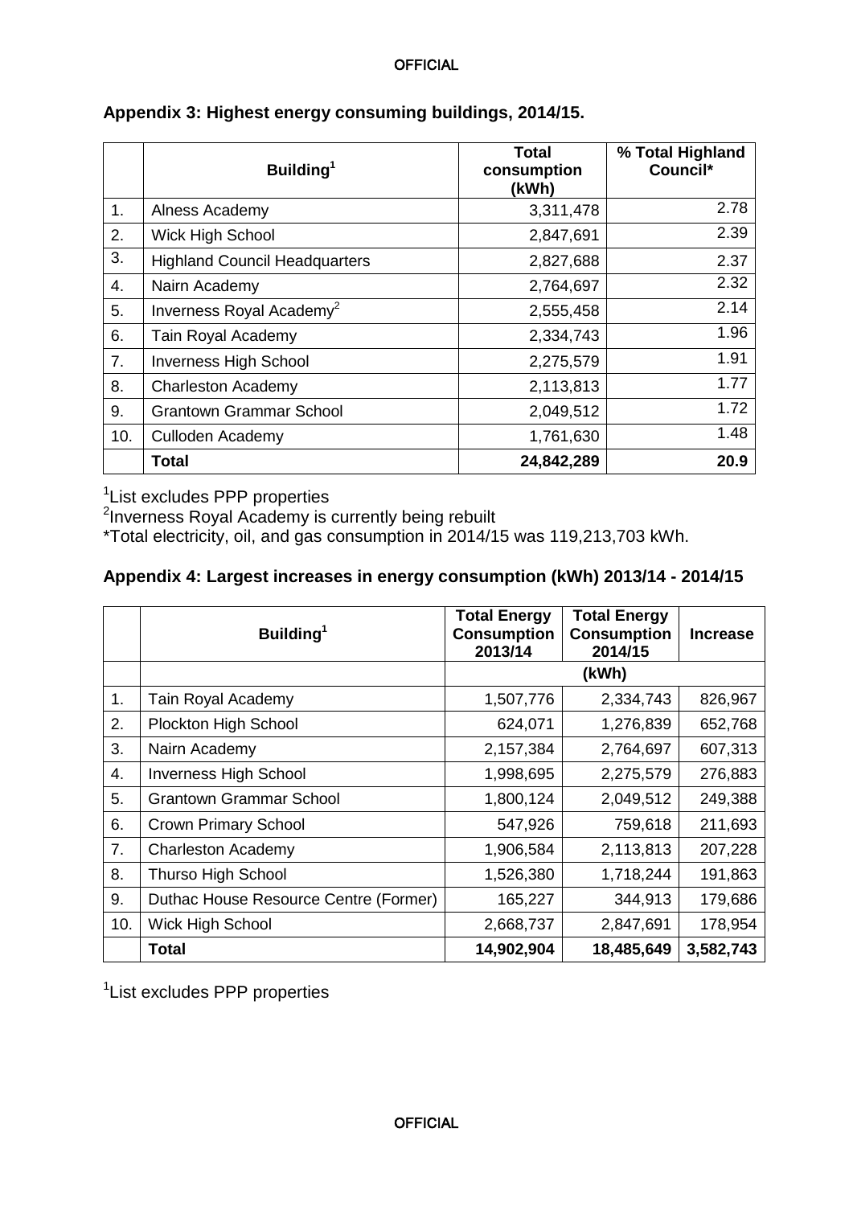## Appendix 3: Highest energy consuming buildings, 2014/15.

| | Building[1] | Total consumption (kWh) | % Total Highland Council* |
|---|---|---|---|
| 1. | Alness Academy | 3,311,478 | 2.78 |
| 2. | Wick High School | 2,847,691 | 2.39 |
| 3. | Highland Council Headquarters | 2,827,688 | 2.37 |
| 4. | Nairn Academy | 2,764,697 | 2.32 |
| 5. | Inverness Royal Academy[2] | 2,555,458 | 2.14 |
| 6. | Tain Royal Academy | 2,334,743 | 1.96 |
| 7. | Inverness High School | 2,275,579 | 1.91 |
| 8. | Charleston Academy | 2,113,813 | 1.77 |
| 9. | Grantown Grammar School | 2,049,512 | 1.72 |
| 10. | Culloden Academy | 1,761,630 | 1.48 |
| | **Total** | **24,842,289** | **20.9** |

[1]List excludes PPP properties
[2]Inverness Royal Academy is currently being rebuilt
*Total electricity, oil, and gas consumption in 2014/15 was 119,213,703 kWh.

## Appendix 4: Largest increases in energy consumption (kWh) 2013/14 - 2014/15

| | Building[1] | Total Energy Consumption 2013/14 | Total Energy Consumption 2014/15 | Increase |
|---|---|---|---|---|
| | | (kWh) | | |
| 1. | Tain Royal Academy | 1,507,776 | 2,334,743 | 826,967 |
| 2. | Plockton High School | 624,071 | 1,276,839 | 652,768 |
| 3. | Nairn Academy | 2,157,384 | 2,764,697 | 607,313 |
| 4. | Inverness High School | 1,998,695 | 2,275,579 | 276,883 |
| 5. | Grantown Grammar School | 1,800,124 | 2,049,512 | 249,388 |
| 6. | Crown Primary School | 547,926 | 759,618 | 211,693 |
| 7. | Charleston Academy | 1,906,584 | 2,113,813 | 207,228 |
| 8. | Thurso High School | 1,526,380 | 1,718,244 | 191,863 |
| 9. | Duthac House Resource Centre (Former) | 165,227 | 344,913 | 179,686 |
| 10. | Wick High School | 2,668,737 | 2,847,691 | 178,954 |
| | **Total** | **14,902,904** | **18,485,649** | **3,582,743** |

[1]List excludes PPP properties